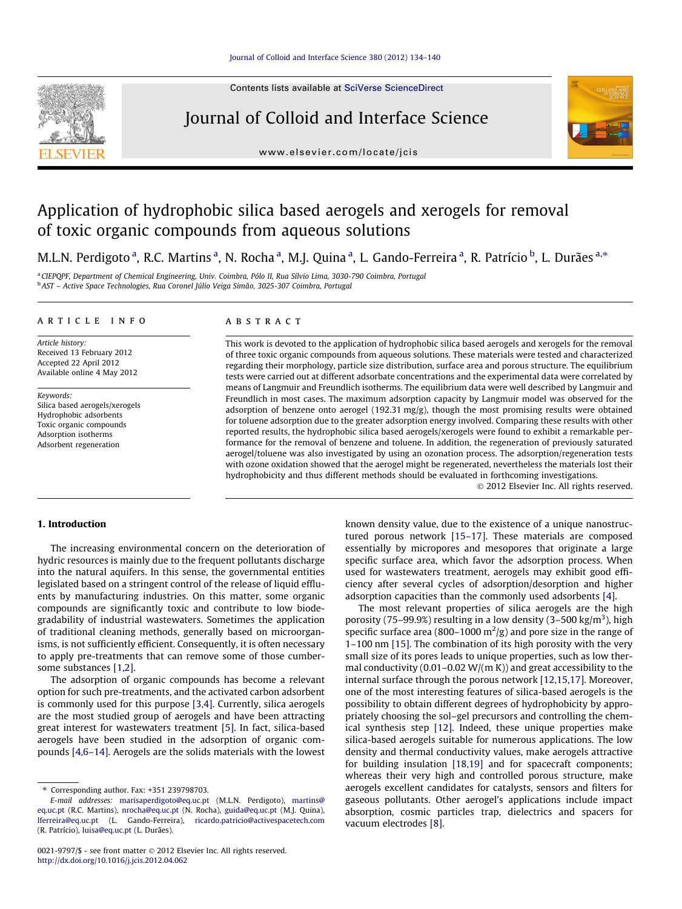# Application of hydrophobic silica based aerogels and xerogels for removal of toxic organic compounds from aqueous solutions

M.L.N. Perdigoto [a], R.C. Martins [a], N. Rocha [a], M.J. Quina [a], L. Gando-Ferreira [a], R. Patrício [b], L. Durães [a,*]

[a] CIEPQPF, Department of Chemical Engineering, Univ. Coimbra, Pólo II, Rua Sílvio Lima, 3030-790 Coimbra, Portugal
[b] AST – Active Space Technologies, Rua Coronel Júlio Veiga Simão, 3025-307 Coimbra, Portugal

## ARTICLE INFO

*Article history:*
Received 13 February 2012
Accepted 22 April 2012
Available online 4 May 2012

*Keywords:*
Silica based aerogels/xerogels
Hydrophobic adsorbents
Toxic organic compounds
Adsorption isotherms
Adsorbent regeneration

## ABSTRACT

This work is devoted to the application of hydrophobic silica based aerogels and xerogels for the removal of three toxic organic compounds from aqueous solutions. These materials were tested and characterized regarding their morphology, particle size distribution, surface area and porous structure. The equilibrium tests were carried out at different adsorbate concentrations and the experimental data were correlated by means of Langmuir and Freundlich isotherms. The equilibrium data were well described by Langmuir and Freundlich in most cases. The maximum adsorption capacity by Langmuir model was observed for the adsorption of benzene onto aerogel (192.31 mg/g), though the most promising results were obtained for toluene adsorption due to the greater adsorption energy involved. Comparing these results with other reported results, the hydrophobic silica based aerogels/xerogels were found to exhibit a remarkable performance for the removal of benzene and toluene. In addition, the regeneration of previously saturated aerogel/toluene was also investigated by using an ozonation process. The adsorption/regeneration tests with ozone oxidation showed that the aerogel might be regenerated, nevertheless the materials lost their hydrophobicity and thus different methods should be evaluated in forthcoming investigations.

© 2012 Elsevier Inc. All rights reserved.

## 1. Introduction

The increasing environmental concern on the deterioration of hydric resources is mainly due to the frequent pollutants discharge into the natural aquifers. In this sense, the governmental entities legislated based on a stringent control of the release of liquid effluents by manufacturing industries. On this matter, some organic compounds are significantly toxic and contribute to low biodegradability of industrial wastewaters. Sometimes the application of traditional cleaning methods, generally based on microorganisms, is not sufficiently efficient. Consequently, it is often necessary to apply pre-treatments that can remove some of those cumbersome substances [1,2].

The adsorption of organic compounds has become a relevant option for such pre-treatments, and the activated carbon adsorbent is commonly used for this purpose [3,4]. Currently, silica aerogels are the most studied group of aerogels and have been attracting great interest for wastewaters treatment [5]. In fact, silica-based aerogels have been studied in the adsorption of organic compounds [4,6–14]. Aerogels are the solids materials with the lowest known density value, due to the existence of a unique nanostructured porous network [15–17]. These materials are composed essentially by micropores and mesopores that originate a large specific surface area, which favor the adsorption process. When used for wastewaters treatment, aerogels may exhibit good efficiency after several cycles of adsorption/desorption and higher adsorption capacities than the commonly used adsorbents [4].

The most relevant properties of silica aerogels are the high porosity (75–99.9%) resulting in a low density (3–500 kg/m$^3$), high specific surface area (800–1000 m$^2$/g) and pore size in the range of 1–100 nm [15]. The combination of its high porosity with the very small size of its pores leads to unique properties, such as low thermal conductivity (0.01–0.02 W/(m K)) and great accessibility to the internal surface through the porous network [12,15,17]. Moreover, one of the most interesting features of silica-based aerogels is the possibility to obtain different degrees of hydrophobicity by appropriately choosing the sol–gel precursors and controlling the chemical synthesis step [12]. Indeed, these unique properties make silica-based aerogels suitable for numerous applications. The low density and thermal conductivity values, make aerogels attractive for building insulation [18,19] and for spacecraft components; whereas their very high and controlled porous structure, make aerogels excellent candidates for catalysts, sensors and filters for gaseous pollutants. Other aerogel's applications include impact absorption, cosmic particles trap, dielectrics and spacers for vacuum electrodes [8].

* Corresponding author. Fax: +351 239798703.
E-mail addresses: marisaperdigoto@eq.uc.pt (M.L.N. Perdigoto), martins@eq.uc.pt (R.C. Martins), nrocha@eq.uc.pt (N. Rocha), guida@eq.uc.pt (M.J. Quina), lferreira@eq.uc.pt (L. Gando-Ferreira), ricardo.patricio@activespacetech.com (R. Patrício), luisa@eq.uc.pt (L. Durães).

0021-9797/$ - see front matter © 2012 Elsevier Inc. All rights reserved.
http://dx.doi.org/10.1016/j.jcis.2012.04.062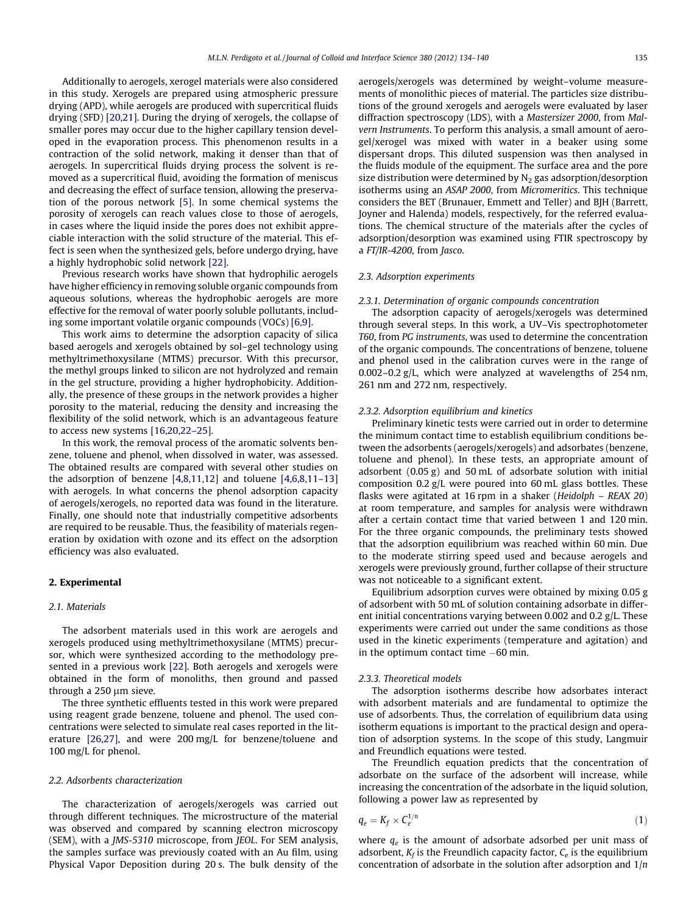Additionally to aerogels, xerogel materials were also considered in this study. Xerogels are prepared using atmospheric pressure drying (APD), while aerogels are produced with supercritical fluids drying (SFD) [20,21]. During the drying of xerogels, the collapse of smaller pores may occur due to the higher capillary tension developed in the evaporation process. This phenomenon results in a contraction of the solid network, making it denser than that of aerogels. In supercritical fluids drying process the solvent is removed as a supercritical fluid, avoiding the formation of meniscus and decreasing the effect of surface tension, allowing the preservation of the porous network [5]. In some chemical systems the porosity of xerogels can reach values close to those of aerogels, in cases where the liquid inside the pores does not exhibit appreciable interaction with the solid structure of the material. This effect is seen when the synthesized gels, before undergo drying, have a highly hydrophobic solid network [22].

Previous research works have shown that hydrophilic aerogels have higher efficiency in removing soluble organic compounds from aqueous solutions, whereas the hydrophobic aerogels are more effective for the removal of water poorly soluble pollutants, including some important volatile organic compounds (VOCs) [6,9].

This work aims to determine the adsorption capacity of silica based aerogels and xerogels obtained by sol–gel technology using methyltrimethoxysilane (MTMS) precursor. With this precursor, the methyl groups linked to silicon are not hydrolyzed and remain in the gel structure, providing a higher hydrophobicity. Additionally, the presence of these groups in the network provides a higher porosity to the material, reducing the density and increasing the flexibility of the solid network, which is an advantageous feature to access new systems [16,20,22–25].

In this work, the removal process of the aromatic solvents benzene, toluene and phenol, when dissolved in water, was assessed. The obtained results are compared with several other studies on the adsorption of benzene [4,8,11,12] and toluene [4,6,8,11–13] with aerogels. In what concerns the phenol adsorption capacity of aerogels/xerogels, no reported data was found in the literature. Finally, one should note that industrially competitive adsorbents are required to be reusable. Thus, the feasibility of materials regeneration by oxidation with ozone and its effect on the adsorption efficiency was also evaluated.

## 2. Experimental

### 2.1. Materials

The adsorbent materials used in this work are aerogels and xerogels produced using methyltrimethoxysilane (MTMS) precursor, which were synthesized according to the methodology presented in a previous work [22]. Both aerogels and xerogels were obtained in the form of monoliths, then ground and passed through a 250 μm sieve.

The three synthetic effluents tested in this work were prepared using reagent grade benzene, toluene and phenol. The used concentrations were selected to simulate real cases reported in the literature [26,27], and were 200 mg/L for benzene/toluene and 100 mg/L for phenol.

### 2.2. Adsorbents characterization

The characterization of aerogels/xerogels was carried out through different techniques. The microstructure of the material was observed and compared by scanning electron microscopy (SEM), with a *JMS-5310* microscope, from *JEOL*. For SEM analysis, the samples surface was previously coated with an Au film, using Physical Vapor Deposition during 20 s. The bulk density of the aerogels/xerogels was determined by weight–volume measurements of monolithic pieces of material. The particles size distributions of the ground xerogels and aerogels were evaluated by laser diffraction spectroscopy (LDS), with a *Mastersizer 2000*, from *Malvern Instruments*. To perform this analysis, a small amount of aerogel/xerogel was mixed with water in a beaker using some dispersant drops. This diluted suspension was then analysed in the fluids module of the equipment. The surface area and the pore size distribution were determined by $N_2$ gas adsorption/desorption isotherms using an *ASAP 2000*, from *Micromeritics*. This technique considers the BET (Brunauer, Emmett and Teller) and BJH (Barrett, Joyner and Halenda) models, respectively, for the referred evaluations. The chemical structure of the materials after the cycles of adsorption/desorption was examined using FTIR spectroscopy by a *FT/IR-4200*, from *Jasco*.

### 2.3. Adsorption experiments

#### 2.3.1. Determination of organic compounds concentration

The adsorption capacity of aerogels/xerogels was determined through several steps. In this work, a UV–Vis spectrophotometer *T60*, from *PG instruments*, was used to determine the concentration of the organic compounds. The concentrations of benzene, toluene and phenol used in the calibration curves were in the range of 0.002–0.2 g/L, which were analyzed at wavelengths of 254 nm, 261 nm and 272 nm, respectively.

#### 2.3.2. Adsorption equilibrium and kinetics

Preliminary kinetic tests were carried out in order to determine the minimum contact time to establish equilibrium conditions between the adsorbents (aerogels/xerogels) and adsorbates (benzene, toluene and phenol). In these tests, an appropriate amount of adsorbent (0.05 g) and 50 mL of adsorbate solution with initial composition 0.2 g/L were poured into 60 mL glass bottles. These flasks were agitated at 16 rpm in a shaker (*Heidolph – REAX 20*) at room temperature, and samples for analysis were withdrawn after a certain contact time that varied between 1 and 120 min. For the three organic compounds, the preliminary tests showed that the adsorption equilibrium was reached within 60 min. Due to the moderate stirring speed used and because aerogels and xerogels were previously ground, further collapse of their structure was not noticeable to a significant extent.

Equilibrium adsorption curves were obtained by mixing 0.05 g of adsorbent with 50 mL of solution containing adsorbate in different initial concentrations varying between 0.002 and 0.2 g/L. These experiments were carried out under the same conditions as those used in the kinetic experiments (temperature and agitation) and in the optimum contact time −60 min.

#### 2.3.3. Theoretical models

The adsorption isotherms describe how adsorbates interact with adsorbent materials and are fundamental to optimize the use of adsorbents. Thus, the correlation of equilibrium data using isotherm equations is important to the practical design and operation of adsorption systems. In the scope of this study, Langmuir and Freundlich equations were tested.

The Freundlich equation predicts that the concentration of adsorbate on the surface of the adsorbent will increase, while increasing the concentration of the adsorbate in the liquid solution, following a power law as represented by

$$q_e = K_f \times C_e^{1/n} \tag{1}$$

where $q_e$ is the amount of adsorbate adsorbed per unit mass of adsorbent, $K_f$ is the Freundlich capacity factor, $C_e$ is the equilibrium concentration of adsorbate in the solution after adsorption and $1/n$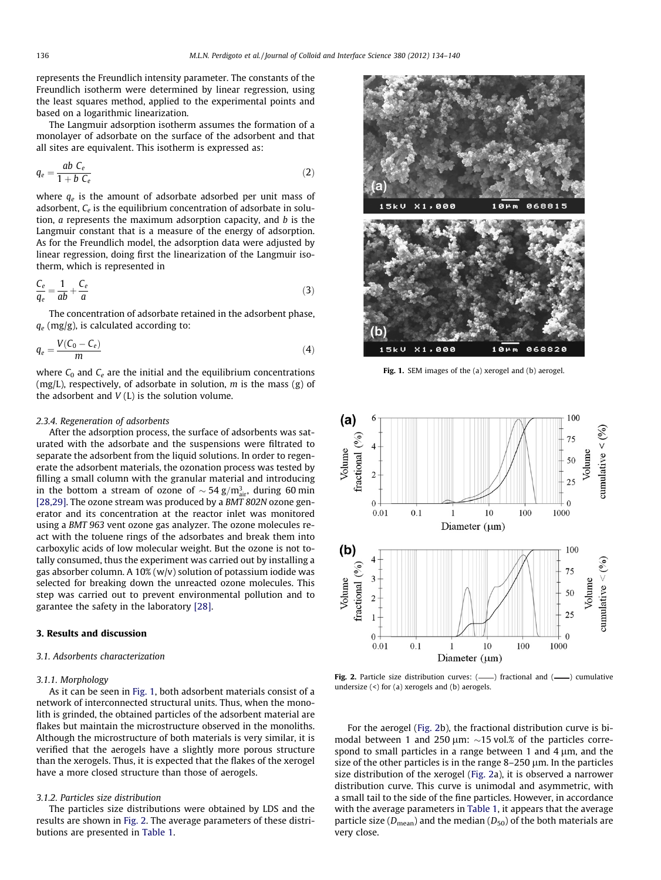represents the Freundlich intensity parameter. The constants of the Freundlich isotherm were determined by linear regression, using the least squares method, applied to the experimental points and based on a logarithmic linearization.

The Langmuir adsorption isotherm assumes the formation of a monolayer of adsorbate on the surface of the adsorbent and that all sites are equivalent. This isotherm is expressed as:

$$q_e = \frac{ab\ C_e}{1 + b\ C_e} \tag{2}$$

where $q_e$ is the amount of adsorbate adsorbed per unit mass of adsorbent, $C_e$ is the equilibrium concentration of adsorbate in solution, $a$ represents the maximum adsorption capacity, and $b$ is the Langmuir constant that is a measure of the energy of adsorption. As for the Freundlich model, the adsorption data were adjusted by linear regression, doing first the linearization of the Langmuir isotherm, which is represented in

$$\frac{C_e}{q_e} = \frac{1}{ab} + \frac{C_e}{a} \tag{3}$$

The concentration of adsorbate retained in the adsorbent phase, $q_e$ (mg/g), is calculated according to:

$$q_e = \frac{V(C_0 - C_e)}{m} \tag{4}$$

where $C_0$ and $C_e$ are the initial and the equilibrium concentrations (mg/L), respectively, of adsorbate in solution, $m$ is the mass (g) of the adsorbent and $V$ (L) is the solution volume.

#### 2.3.4. Regeneration of adsorbents

After the adsorption process, the surface of adsorbents was saturated with the adsorbate and the suspensions were filtrated to separate the adsorbent from the liquid solutions. In order to regenerate the adsorbent materials, the ozonation process was tested by filling a small column with the granular material and introducing in the bottom a stream of ozone of $\sim 54\ \text{g/m}^3_{\text{air}}$, during 60 min [28,29]. The ozone stream was produced by a *BMT 802N* ozone generator and its concentration at the reactor inlet was monitored using a *BMT 963* vent ozone gas analyzer. The ozone molecules react with the toluene rings of the adsorbates and break them into carboxylic acids of low molecular weight. But the ozone is not totally consumed, thus the experiment was carried out by installing a gas absorber column. A 10% (w/v) solution of potassium iodide was selected for breaking down the unreacted ozone molecules. This step was carried out to prevent environmental pollution and to garantee the safety in the laboratory [28].

## 3. Results and discussion

### 3.1. Adsorbents characterization

#### 3.1.1. Morphology

As it can be seen in Fig. 1, both adsorbent materials consist of a network of interconnected structural units. Thus, when the monolith is grinded, the obtained particles of the adsorbent material are flakes but maintain the microstructure observed in the monoliths. Although the microstructure of both materials is very similar, it is verified that the aerogels have a slightly more porous structure than the xerogels. Thus, it is expected that the flakes of the xerogel have a more closed structure than those of aerogels.

#### 3.1.2. Particles size distribution

The particles size distributions were obtained by LDS and the results are shown in Fig. 2. The average parameters of these distributions are presented in Table 1.

**Fig. 1.** SEM images of the (a) xerogel and (b) aerogel.

**Fig. 2.** Particle size distribution curves: (——) fractional and (——) cumulative undersize (<) for (a) xerogels and (b) aerogels.

For the aerogel (Fig. 2b), the fractional distribution curve is bimodal between 1 and 250 μm: ~15 vol.% of the particles correspond to small particles in a range between 1 and 4 μm, and the size of the other particles is in the range 8–250 μm. In the particles size distribution of the xerogel (Fig. 2a), it is observed a narrower distribution curve. This curve is unimodal and asymmetric, with a small tail to the side of the fine particles. However, in accordance with the average parameters in Table 1, it appears that the average particle size ($D_{\text{mean}}$) and the median ($D_{50}$) of the both materials are very close.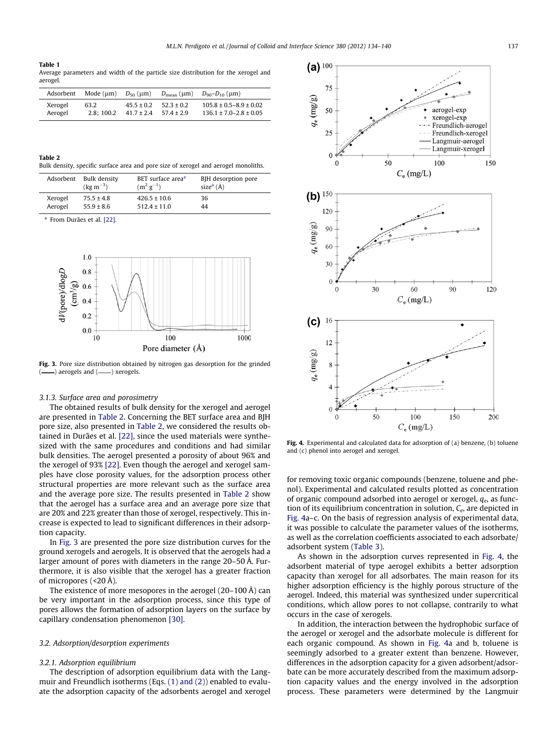**Table 1**
Average parameters and width of the particle size distribution for the xerogel and aerogel.

| Adsorbent | Mode (μm) | $D_{50}$ (μm) | $D_{mean}$ (μm) | $D_{90}$–$D_{10}$ (μm) |
|---|---|---|---|---|
| Xerogel | 63.2 | 45.5 ± 0.2 | 52.3 ± 0.2 | 105.8 ± 0.5–8.9 ± 0.02 |
| Aerogel | 2.8; 100.2 | 41.7 ± 2.4 | 57.4 ± 2.9 | 136.1 ± 7.0–2.8 ± 0.05 |

**Table 2**
Bulk density, specific surface area and pore size of xerogel and aerogel monoliths.

| Adsorbent | Bulk density (kg $m^{-3}$) | BET surface area[a] ($m^2$ $g^{-1}$) | BJH desorption pore size[a] (Å) |
|---|---|---|---|
| Xerogel | 75.5 ± 4.8 | 426.5 ± 10.6 | 36 |
| Aerogel | 55.9 ± 8.6 | 512.4 ± 11.0 | 44 |

[a] From Durães et al. [22].

**Fig. 3.** Pore size distribution obtained by nitrogen gas desorption for the grinded (——) aerogels and (——) xerogels.

### 3.1.3. Surface area and porosimetry

The obtained results of bulk density for the xerogel and aerogel are presented in Table 2. Concerning the BET surface area and BJH pore size, also presented in Table 2, we considered the results obtained in Durães et al. [22], since the used materials were synthesized with the same procedures and conditions and had similar bulk densities. The aerogel presented a porosity of about 96% and the xerogel of 93% [22]. Even though the aerogel and xerogel samples have close porosity values, for the adsorption process other structural properties are more relevant such as the surface area and the average pore size. The results presented in Table 2 show that the aerogel has a surface area and an average pore size that are 20% and 22% greater than those of xerogel, respectively. This increase is expected to lead to significant differences in their adsorption capacity.

In Fig. 3 are presented the pore size distribution curves for the ground xerogels and aerogels. It is observed that the aerogels had a larger amount of pores with diameters in the range 20–50 Å. Furthermore, it is also visible that the xerogel has a greater fraction of micropores (<20 Å).

The existence of more mesopores in the aerogel (20–100 Å) can be very important in the adsorption process, since this type of pores allows the formation of adsorption layers on the surface by capillary condensation phenomenon [30].

## 3.2. Adsorption/desorption experiments

### 3.2.1. Adsorption equilibrium

The description of adsorption equilibrium data with the Langmuir and Freundlich isotherms (Eqs. (1) and (2)) enabled to evaluate the adsorption capacity of the adsorbents aerogel and xerogel for removing toxic organic compounds (benzene, toluene and phenol). Experimental and calculated results plotted as concentration of organic compound adsorbed into aerogel or xerogel, $q_e$, as function of its equilibrium concentration in solution, $C_e$, are depicted in Fig. 4a–c. On the basis of regression analysis of experimental data, it was possible to calculate the parameter values of the isotherms, as well as the correlation coefficients associated to each adsorbate/adsorbent system (Table 3).

**Fig. 4.** Experimental and calculated data for adsorption of (a) benzene, (b) toluene and (c) phenol into aerogel and xerogel.

As shown in the adsorption curves represented in Fig. 4, the adsorbent material of type aerogel exhibits a better adsorption capacity than xerogel for all adsorbates. The main reason for its higher adsorption efficiency is the highly porous structure of the aerogel. Indeed, this material was synthesized under supercritical conditions, which allow pores to not collapse, contrarily to what occurs in the case of xerogels.

In addition, the interaction between the hydrophobic surface of the aerogel or xerogel and the adsorbate molecule is different for each organic compound. As shown in Fig. 4a and b, toluene is seemingly adsorbed to a greater extent than benzene. However, differences in the adsorption capacity for a given adsorbent/adsorbate can be more accurately described from the maximum adsorption capacity values and the energy involved in the adsorption process. These parameters were determined by the Langmuir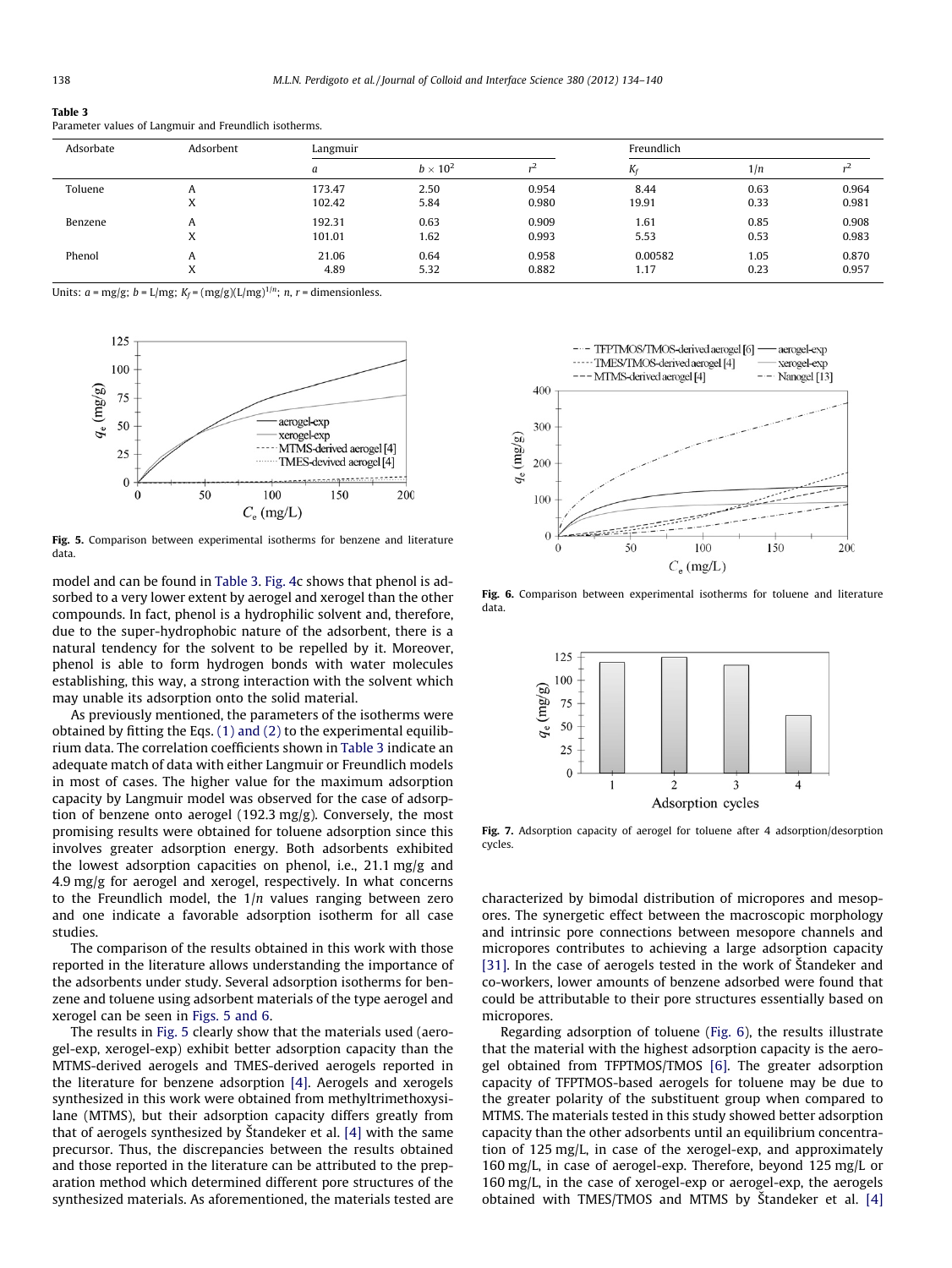**Table 3**
Parameter values of Langmuir and Freundlich isotherms.

| Adsorbate | Adsorbent | Langmuir | | | Freundlich | | |
|---|---|---|---|---|---|---|---|
| | | $a$ | $b \times 10^2$ | $r^2$ | $K_f$ | $1/n$ | $r^2$ |
| Toluene | A | 173.47 | 2.50 | 0.954 | 8.44 | 0.63 | 0.964 |
| | X | 102.42 | 5.84 | 0.980 | 19.91 | 0.33 | 0.981 |
| Benzene | A | 192.31 | 0.63 | 0.909 | 1.61 | 0.85 | 0.908 |
| | X | 101.01 | 1.62 | 0.993 | 5.53 | 0.53 | 0.983 |
| Phenol | A | 21.06 | 0.64 | 0.958 | 0.00582 | 1.05 | 0.870 |
| | X | 4.89 | 5.32 | 0.882 | 1.17 | 0.23 | 0.957 |

Units: $a$ = mg/g; $b$ = L/mg; $K_f$ = (mg/g)(L/mg)$^{1/n}$; $n$, $r$ = dimensionless.

**Fig. 5.** Comparison between experimental isotherms for benzene and literature data.

model and can be found in Table 3. Fig. 4c shows that phenol is adsorbed to a very lower extent by aerogel and xerogel than the other compounds. In fact, phenol is a hydrophilic solvent and, therefore, due to the super-hydrophobic nature of the adsorbent, there is a natural tendency for the solvent to be repelled by it. Moreover, phenol is able to form hydrogen bonds with water molecules establishing, this way, a strong interaction with the solvent which may unable its adsorption onto the solid material.

As previously mentioned, the parameters of the isotherms were obtained by fitting the Eqs. (1) and (2) to the experimental equilibrium data. The correlation coefficients shown in Table 3 indicate an adequate match of data with either Langmuir or Freundlich models in most of cases. The higher value for the maximum adsorption capacity by Langmuir model was observed for the case of adsorption of benzene onto aerogel (192.3 mg/g). Conversely, the most promising results were obtained for toluene adsorption since this involves greater adsorption energy. Both adsorbents exhibited the lowest adsorption capacities on phenol, i.e., 21.1 mg/g and 4.9 mg/g for aerogel and xerogel, respectively. In what concerns to the Freundlich model, the $1/n$ values ranging between zero and one indicate a favorable adsorption isotherm for all case studies.

The comparison of the results obtained in this work with those reported in the literature allows understanding the importance of the adsorbents under study. Several adsorption isotherms for benzene and toluene using adsorbent materials of the type aerogel and xerogel can be seen in Figs. 5 and 6.

The results in Fig. 5 clearly show that the materials used (aerogel-exp, xerogel-exp) exhibit better adsorption capacity than the MTMS-derived aerogels and TMES-derived aerogels reported in the literature for benzene adsorption [4]. Aerogels and xerogels synthesized in this work were obtained from methyltrimethoxysilane (MTMS), but their adsorption capacity differs greatly from that of aerogels synthesized by Štandeker et al. [4] with the same precursor. Thus, the discrepancies between the results obtained and those reported in the literature can be attributed to the preparation method which determined different pore structures of the synthesized materials. As aforementioned, the materials tested are characterized by bimodal distribution of micropores and mesopores. The synergetic effect between the macroscopic morphology and intrinsic pore connections between mesopore channels and micropores contributes to achieving a large adsorption capacity [31]. In the case of aerogels tested in the work of Štandeker and co-workers, lower amounts of benzene adsorbed were found that could be attributable to their pore structures essentially based on micropores.

**Fig. 6.** Comparison between experimental isotherms for toluene and literature data.

**Fig. 7.** Adsorption capacity of aerogel for toluene after 4 adsorption/desorption cycles.

Regarding adsorption of toluene (Fig. 6), the results illustrate that the material with the highest adsorption capacity is the aerogel obtained from TFPTMOS/TMOS [6]. The greater adsorption capacity of TFPTMOS-based aerogels for toluene may be due to the greater polarity of the substituent group when compared to MTMS. The materials tested in this study showed better adsorption capacity than the other adsorbents until an equilibrium concentration of 125 mg/L, in case of the xerogel-exp, and approximately 160 mg/L, in case of aerogel-exp. Therefore, beyond 125 mg/L or 160 mg/L, in the case of xerogel-exp or aerogel-exp, the aerogels obtained with TMES/TMOS and MTMS by Štandeker et al. [4]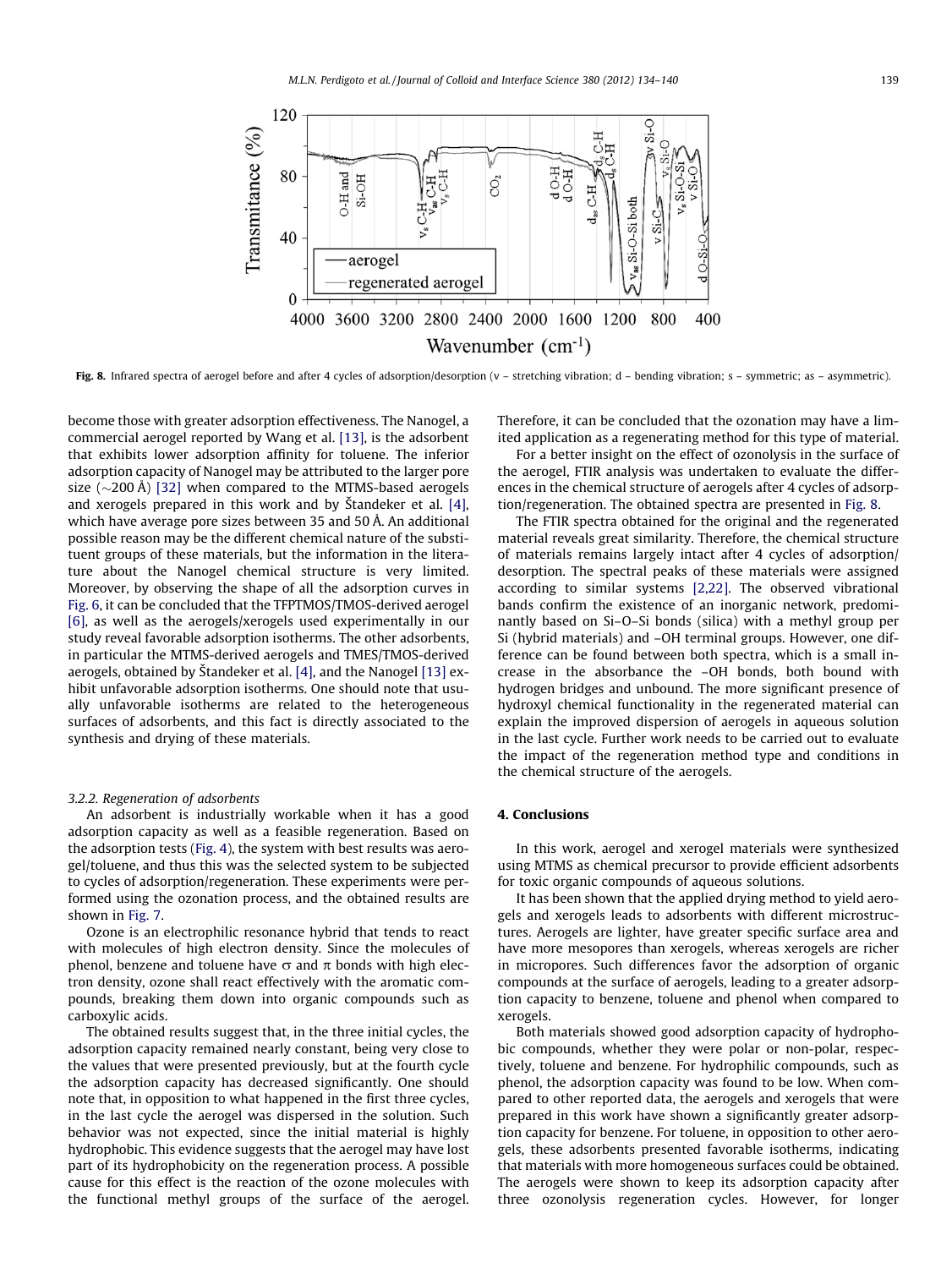Fig. 8. Infrared spectra of aerogel before and after 4 cycles of adsorption/desorption (ν – stretching vibration; d – bending vibration; s – symmetric; as – asymmetric).

become those with greater adsorption effectiveness. The Nanogel, a commercial aerogel reported by Wang et al. [13], is the adsorbent that exhibits lower adsorption affinity for toluene. The inferior adsorption capacity of Nanogel may be attributed to the larger pore size (∼200 Å) [32] when compared to the MTMS-based aerogels and xerogels prepared in this work and by Štandeker et al. [4], which have average pore sizes between 35 and 50 Å. An additional possible reason may be the different chemical nature of the substituent groups of these materials, but the information in the literature about the Nanogel chemical structure is very limited. Moreover, by observing the shape of all the adsorption curves in Fig. 6, it can be concluded that the TFPTMOS/TMOS-derived aerogel [6], as well as the aerogels/xerogels used experimentally in our study reveal favorable adsorption isotherms. The other adsorbents, in particular the MTMS-derived aerogels and TMES/TMOS-derived aerogels, obtained by Štandeker et al. [4], and the Nanogel [13] exhibit unfavorable adsorption isotherms. One should note that usually unfavorable isotherms are related to the heterogeneous surfaces of adsorbents, and this fact is directly associated to the synthesis and drying of these materials.

### 3.2.2. Regeneration of adsorbents

An adsorbent is industrially workable when it has a good adsorption capacity as well as a feasible regeneration. Based on the adsorption tests (Fig. 4), the system with best results was aerogel/toluene, and thus this was the selected system to be subjected to cycles of adsorption/regeneration. These experiments were performed using the ozonation process, and the obtained results are shown in Fig. 7.

Ozone is an electrophilic resonance hybrid that tends to react with molecules of high electron density. Since the molecules of phenol, benzene and toluene have σ and π bonds with high electron density, ozone shall react effectively with the aromatic compounds, breaking them down into organic compounds such as carboxylic acids.

The obtained results suggest that, in the three initial cycles, the adsorption capacity remained nearly constant, being very close to the values that were presented previously, but at the fourth cycle the adsorption capacity has decreased significantly. One should note that, in opposition to what happened in the first three cycles, in the last cycle the aerogel was dispersed in the solution. Such behavior was not expected, since the initial material is highly hydrophobic. This evidence suggests that the aerogel may have lost part of its hydrophobicity on the regeneration process. A possible cause for this effect is the reaction of the ozone molecules with the functional methyl groups of the surface of the aerogel. Therefore, it can be concluded that the ozonation may have a limited application as a regenerating method for this type of material.

For a better insight on the effect of ozonolysis in the surface of the aerogel, FTIR analysis was undertaken to evaluate the differences in the chemical structure of aerogels after 4 cycles of adsorption/regeneration. The obtained spectra are presented in Fig. 8.

The FTIR spectra obtained for the original and the regenerated material reveals great similarity. Therefore, the chemical structure of materials remains largely intact after 4 cycles of adsorption/desorption. The spectral peaks of these materials were assigned according to similar systems [2,22]. The observed vibrational bands confirm the existence of an inorganic network, predominantly based on Si–O–Si bonds (silica) with a methyl group per Si (hybrid materials) and –OH terminal groups. However, one difference can be found between both spectra, which is a small increase in the absorbance the –OH bonds, both bound with hydrogen bridges and unbound. The more significant presence of hydroxyl chemical functionality in the regenerated material can explain the improved dispersion of aerogels in aqueous solution in the last cycle. Further work needs to be carried out to evaluate the impact of the regeneration method type and conditions in the chemical structure of the aerogels.

## 4. Conclusions

In this work, aerogel and xerogel materials were synthesized using MTMS as chemical precursor to provide efficient adsorbents for toxic organic compounds of aqueous solutions.

It has been shown that the applied drying method to yield aerogels and xerogels leads to adsorbents with different microstructures. Aerogels are lighter, have greater specific surface area and have more mesopores than xerogels, whereas xerogels are richer in micropores. Such differences favor the adsorption of organic compounds at the surface of aerogels, leading to a greater adsorption capacity to benzene, toluene and phenol when compared to xerogels.

Both materials showed good adsorption capacity of hydrophobic compounds, whether they were polar or non-polar, respectively, toluene and benzene. For hydrophilic compounds, such as phenol, the adsorption capacity was found to be low. When compared to other reported data, the aerogels and xerogels that were prepared in this work have shown a significantly greater adsorption capacity for benzene. For toluene, in opposition to other aerogels, these adsorbents presented favorable isotherms, indicating that materials with more homogeneous surfaces could be obtained. The aerogels were shown to keep its adsorption capacity after three ozonolysis regeneration cycles. However, for longer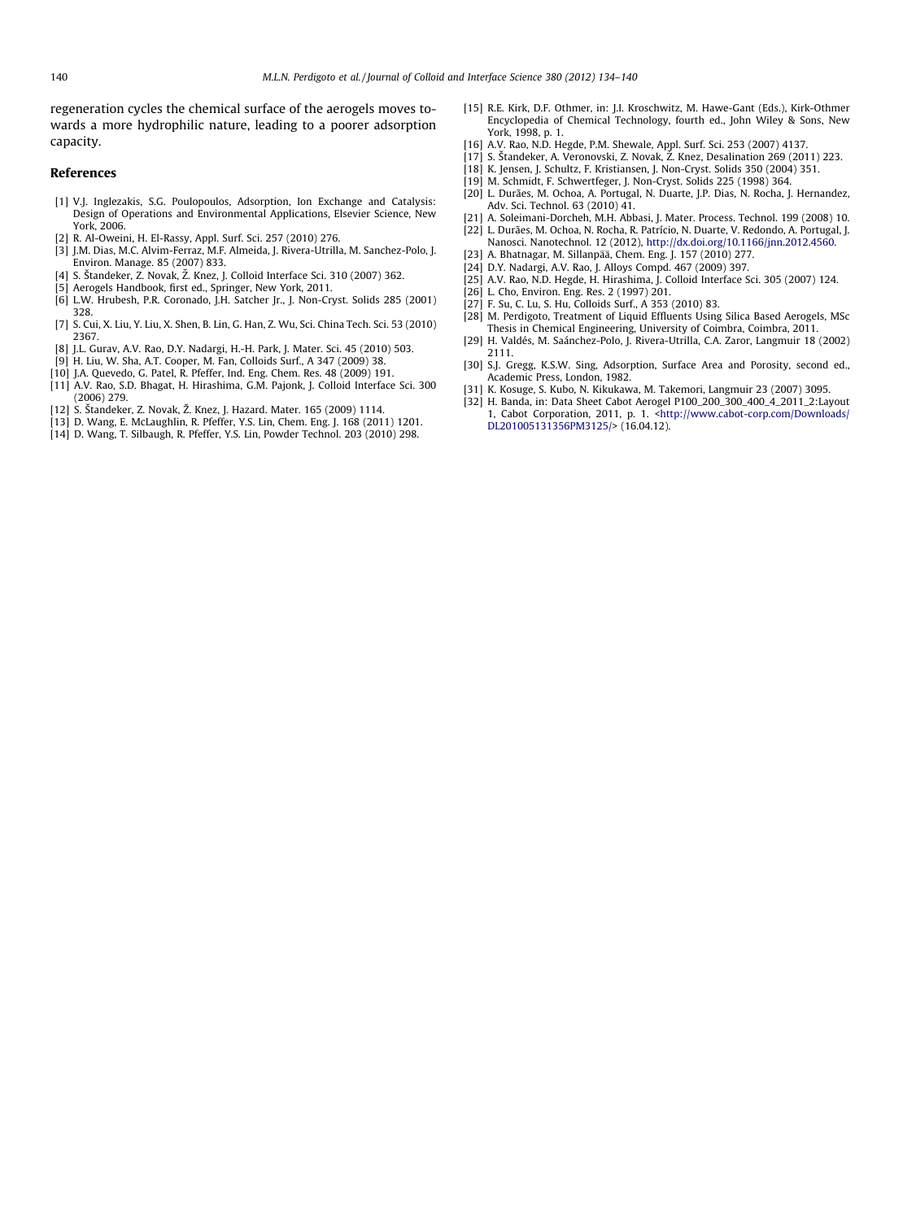regeneration cycles the chemical surface of the aerogels moves towards a more hydrophilic nature, leading to a poorer adsorption capacity.

## References

[1] V.J. Inglezakis, S.G. Poulopoulos, Adsorption, Ion Exchange and Catalysis: Design of Operations and Environmental Applications, Elsevier Science, New York, 2006.
[2] R. Al-Oweini, H. El-Rassy, Appl. Surf. Sci. 257 (2010) 276.
[3] J.M. Dias, M.C. Alvim-Ferraz, M.F. Almeida, J. Rivera-Utrilla, M. Sanchez-Polo, J. Environ. Manage. 85 (2007) 833.
[4] S. Štandeker, Z. Novak, Ž. Knez, J. Colloid Interface Sci. 310 (2007) 362.
[5] Aerogels Handbook, first ed., Springer, New York, 2011.
[6] L.W. Hrubesh, P.R. Coronado, J.H. Satcher Jr., J. Non-Cryst. Solids 285 (2001) 328.
[7] S. Cui, X. Liu, Y. Liu, X. Shen, B. Lin, G. Han, Z. Wu, Sci. China Tech. Sci. 53 (2010) 2367.
[8] J.L. Gurav, A.V. Rao, D.Y. Nadargi, H.-H. Park, J. Mater. Sci. 45 (2010) 503.
[9] H. Liu, W. Sha, A.T. Cooper, M. Fan, Colloids Surf., A 347 (2009) 38.
[10] J.A. Quevedo, G. Patel, R. Pfeffer, Ind. Eng. Chem. Res. 48 (2009) 191.
[11] A.V. Rao, S.D. Bhagat, H. Hirashima, G.M. Pajonk, J. Colloid Interface Sci. 300 (2006) 279.
[12] S. Štandeker, Z. Novak, Ž. Knez, J. Hazard. Mater. 165 (2009) 1114.
[13] D. Wang, E. McLaughlin, R. Pfeffer, Y.S. Lin, Chem. Eng. J. 168 (2011) 1201.
[14] D. Wang, T. Silbaugh, R. Pfeffer, Y.S. Lin, Powder Technol. 203 (2010) 298.
[15] R.E. Kirk, D.F. Othmer, in: J.I. Kroschwitz, M. Hawe-Gant (Eds.), Kirk-Othmer Encyclopedia of Chemical Technology, fourth ed., John Wiley & Sons, New York, 1998, p. 1.
[16] A.V. Rao, N.D. Hegde, P.M. Shewale, Appl. Surf. Sci. 253 (2007) 4137.
[17] S. Štandeker, A. Veronovski, Z. Novak, Ž. Knez, Desalination 269 (2011) 223.
[18] K. Jensen, J. Schultz, F. Kristiansen, J. Non-Cryst. Solids 350 (2004) 351.
[19] M. Schmidt, F. Schwertfeger, J. Non-Cryst. Solids 225 (1998) 364.
[20] L. Durães, M. Ochoa, A. Portugal, N. Duarte, J.P. Dias, N. Rocha, J. Hernandez, Adv. Sci. Technol. 63 (2010) 41.
[21] A. Soleimani-Dorcheh, M.H. Abbasi, J. Mater. Process. Technol. 199 (2008) 10.
[22] L. Durães, M. Ochoa, N. Rocha, R. Patrício, N. Duarte, V. Redondo, A. Portugal, J. Nanosci. Nanotechnol. 12 (2012), http://dx.doi.org/10.1166/jnn.2012.4560.
[23] A. Bhatnagar, M. Sillanpää, Chem. Eng. J. 157 (2010) 277.
[24] D.Y. Nadargi, A.V. Rao, J. Alloys Compd. 467 (2009) 397.
[25] A.V. Rao, N.D. Hegde, H. Hirashima, J. Colloid Interface Sci. 305 (2007) 124.
[26] L. Cho, Environ. Eng. Res. 2 (1997) 201.
[27] F. Su, C. Lu, S. Hu, Colloids Surf., A 353 (2010) 83.
[28] M. Perdigoto, Treatment of Liquid Effluents Using Silica Based Aerogels, MSc Thesis in Chemical Engineering, University of Coimbra, Coimbra, 2011.
[29] H. Valdés, M. Saánchez-Polo, J. Rivera-Utrilla, C.A. Zaror, Langmuir 18 (2002) 2111.
[30] S.J. Gregg, K.S.W. Sing, Adsorption, Surface Area and Porosity, second ed., Academic Press, London, 1982.
[31] K. Kosuge, S. Kubo, N. Kikukawa, M. Takemori, Langmuir 23 (2007) 3095.
[32] H. Banda, in: Data Sheet Cabot Aerogel P100_200_300_400_4_2011_2:Layout 1, Cabot Corporation, 2011, p. 1. <http://www.cabot-corp.com/Downloads/DL201005131356PM3125/> (16.04.12).